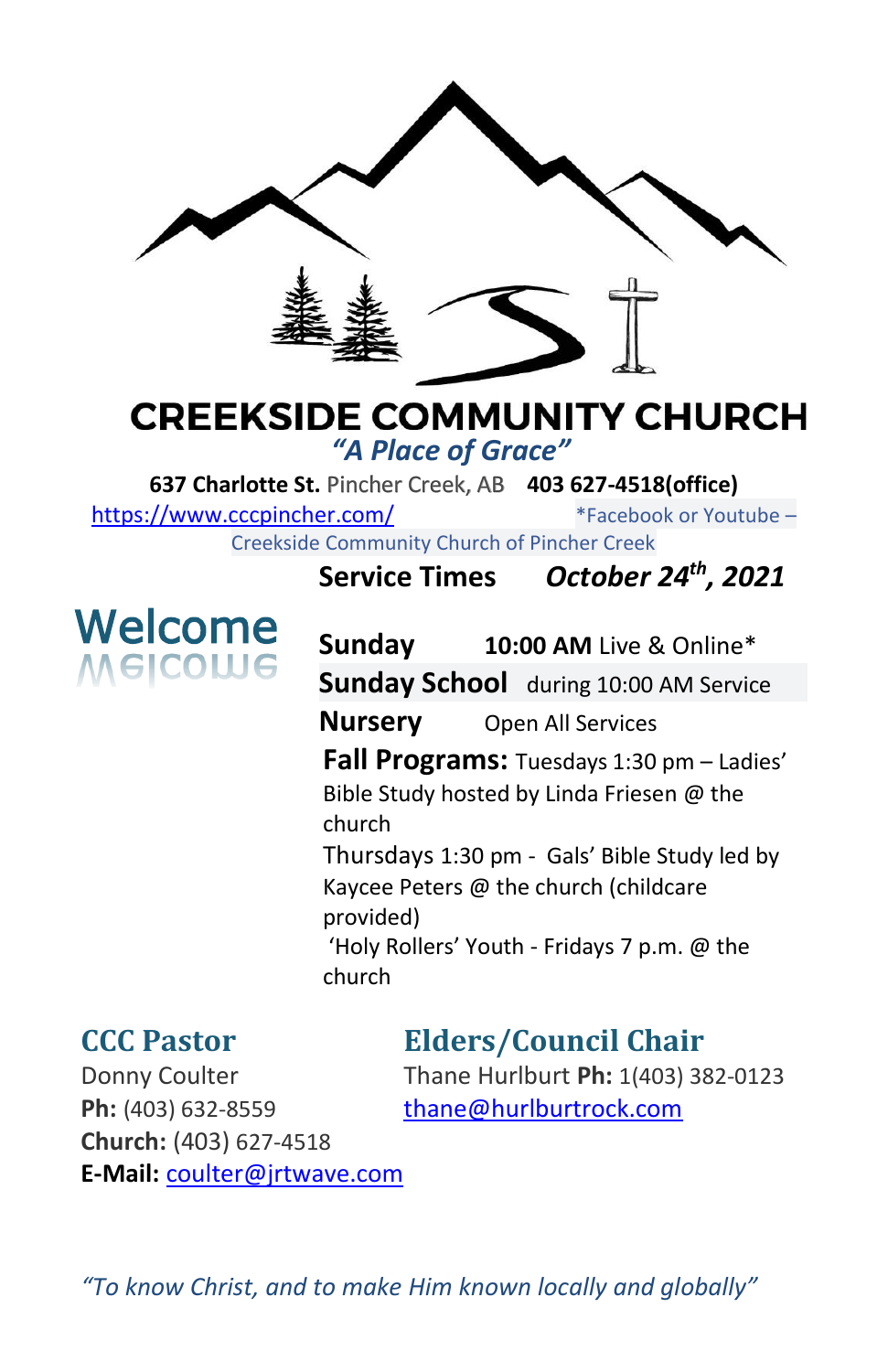# CREEKSIDE COMMUNITY CHURCH

*"A Place of Grace"*

**637 Charlotte St.** Pincher Creek, AB **403 627-4518(office)**

https://www.cccpincher.com/ *Facebook or Youtube – Creekside Community Church of Pincher Creek

## Welcome

**Service Times** ***October 24th, 2021***

**Sunday** **10:00 AM** Live & Online*

**Sunday School** during 10:00 AM Service

**Nursery** Open All Services

**Fall Programs:** Tuesdays 1:30 pm – Ladies' Bible Study hosted by Linda Friesen @ the church

Thursdays 1:30 pm - Gals' Bible Study led by Kaycee Peters @ the church (childcare provided)

'Holy Rollers' Youth - Fridays 7 p.m. @ the church

## CCC Pastor

Donny Coulter
**Ph:** (403) 632-8559
**Church:** (403) 627-4518
**E-Mail:** coulter@jrtwave.com

## Elders/Council Chair

Thane Hurlburt **Ph:** 1(403) 382-0123
thane@hurlburtrock.com

*"To know Christ, and to make Him known locally and globally"*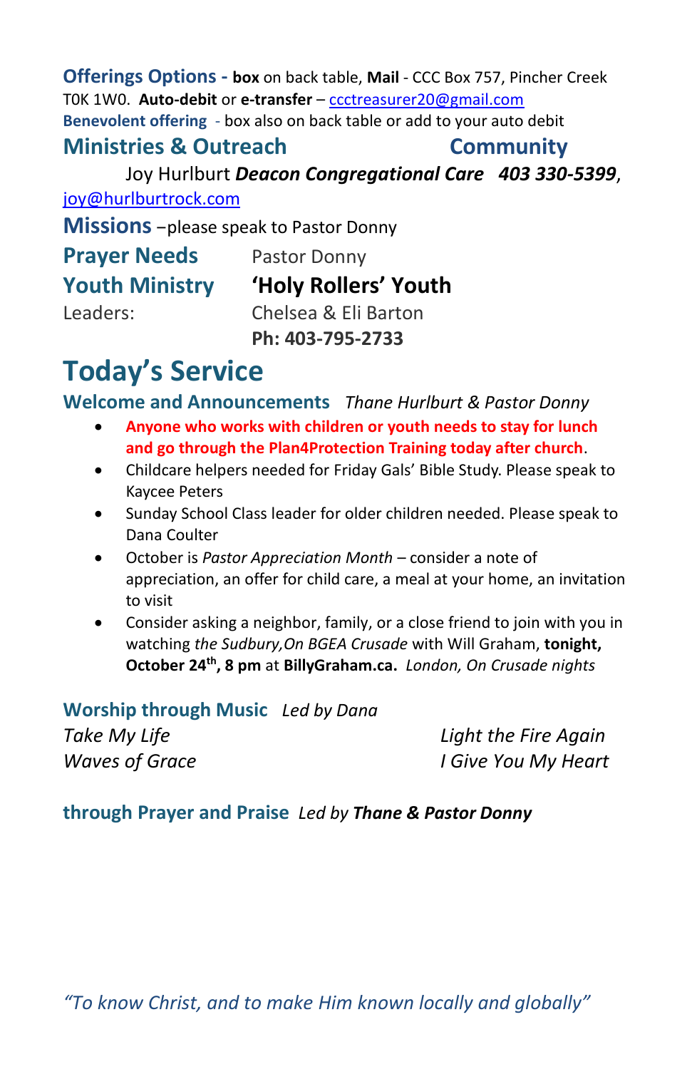**Offerings Options** - **box** on back table, **Mail** - CCC Box 757, Pincher Creek T0K 1W0. **Auto-debit** or **e-transfer** – ccctreasurer20@gmail.com

**Benevolent offering** - box also on back table or add to your auto debit

## Ministries & Outreach — Community

Joy Hurlburt ***Deacon Congregational Care*** ***403 330-5399***, joy@hurlburtrock.com

**Missions** –please speak to Pastor Donny

**Prayer Needs** Pastor Donny

**Youth Ministry** **'Holy Rollers' Youth**

Leaders: Chelsea & Eli Barton
**Ph: 403-795-2733**

# Today's Service

**Welcome and Announcements** *Thane Hurlburt & Pastor Donny*

- **Anyone who works with children or youth needs to stay for lunch and go through the Plan4Protection Training today after church**.
- Childcare helpers needed for Friday Gals' Bible Study. Please speak to Kaycee Peters
- Sunday School Class leader for older children needed. Please speak to Dana Coulter
- October is *Pastor Appreciation Month* – consider a note of appreciation, an offer for child care, a meal at your home, an invitation to visit
- Consider asking a neighbor, family, or a close friend to join with you in watching *the Sudbury,On BGEA Crusade* with Will Graham, **tonight, October 24th, 8 pm** at **BillyGraham.ca.** *London, On Crusade nights*

**Worship through Music** *Led by Dana*

*Take My Life*
*Waves of Grace*
*Light the Fire Again*
*I Give You My Heart*

**through Prayer and Praise** *Led by* ***Thane & Pastor Donny***

*"To know Christ, and to make Him known locally and globally"*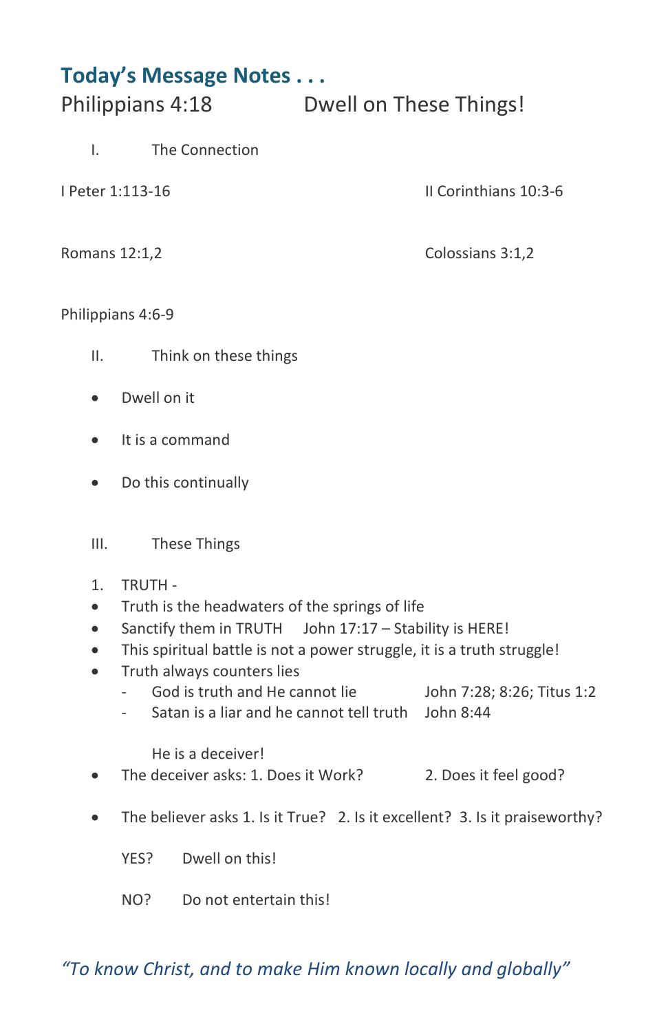## Today's Message Notes . . .

Philippians 4:18 Dwell on These Things!

I. The Connection

I Peter 1:113-16

II Corinthians 10:3-6

Romans 12:1,2

Colossians 3:1,2

Philippians 4:6-9

II. Think on these things

- Dwell on it
- It is a command
- Do this continually

III. These Things

1. TRUTH -

- Truth is the headwaters of the springs of life
- Sanctify them in TRUTH John 17:17 – Stability is HERE!
- This spiritual battle is not a power struggle, it is a truth struggle!
- Truth always counters lies
  - God is truth and He cannot lie John 7:28; 8:26; Titus 1:2
  - Satan is a liar and he cannot tell truth John 8:44

    He is a deceiver!
- The deceiver asks: 1. Does it Work? 2. Does it feel good?
- The believer asks 1. Is it True? 2. Is it excellent? 3. Is it praiseworthy?

  YES? Dwell on this!

  NO? Do not entertain this!

*"To know Christ, and to make Him known locally and globally"*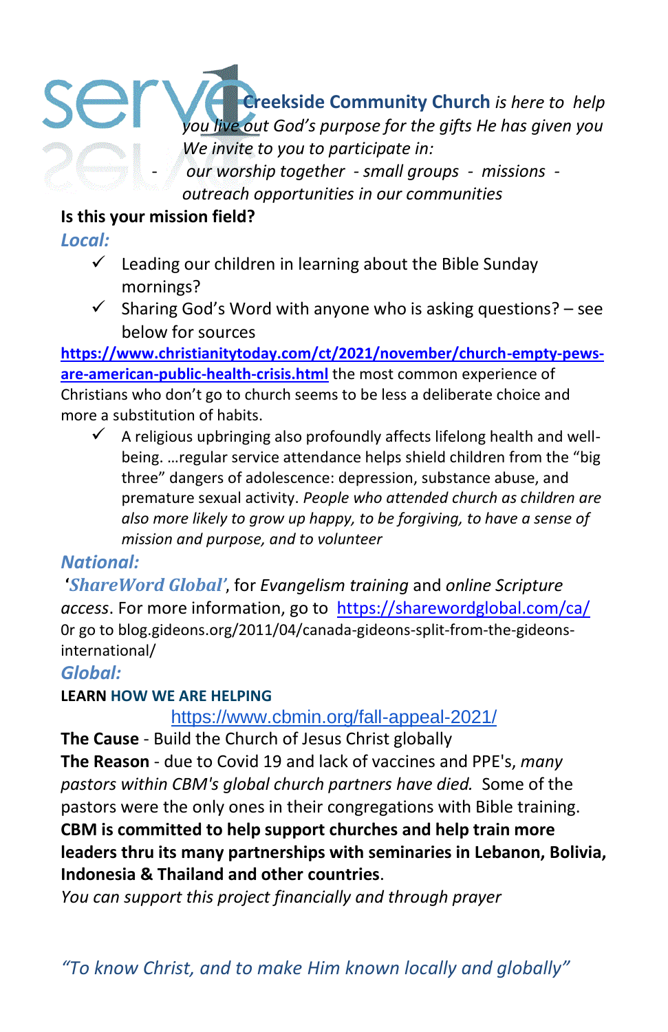serve 1 2 Gather

**Creekside Community Church** *is here to help you live out God's purpose for the gifts He has given you*
*We invite to you to participate in:*

- *our worship together - small groups - missions - outreach opportunities in our communities*

**Is this your mission field?**

***Local:***

- ✓ Leading our children in learning about the Bible Sunday mornings?
- ✓ Sharing God's Word with anyone who is asking questions? – see below for sources

**https://www.christianitytoday.com/ct/2021/november/church-empty-pews-are-american-public-health-crisis.html** the most common experience of Christians who don't go to church seems to be less a deliberate choice and more a substitution of habits.

- ✓ A religious upbringing also profoundly affects lifelong health and well-being. …regular service attendance helps shield children from the "big three" dangers of adolescence: depression, substance abuse, and premature sexual activity. *People who attended church as children are also more likely to grow up happy, to be forgiving, to have a sense of mission and purpose, and to volunteer*

***National:***

'***ShareWord Global'***, for *Evangelism training* and *online Scripture access*. For more information, go to https://sharewordglobal.com/ca/
0r go to blog.gideons.org/2011/04/canada-gideons-split-from-the-gideons-international/

***Global:***

**LEARN HOW WE ARE HELPING**

https://www.cbmin.org/fall-appeal-2021/

**The Cause** - Build the Church of Jesus Christ globally
**The Reason** - due to Covid 19 and lack of vaccines and PPE's, *many pastors within CBM's global church partners have died.* Some of the pastors were the only ones in their congregations with Bible training.
**CBM is committed to help support churches and help train more leaders thru its many partnerships with seminaries in Lebanon, Bolivia, Indonesia & Thailand and other countries**.
*You can support this project financially and through prayer*

*"To know Christ, and to make Him known locally and globally"*